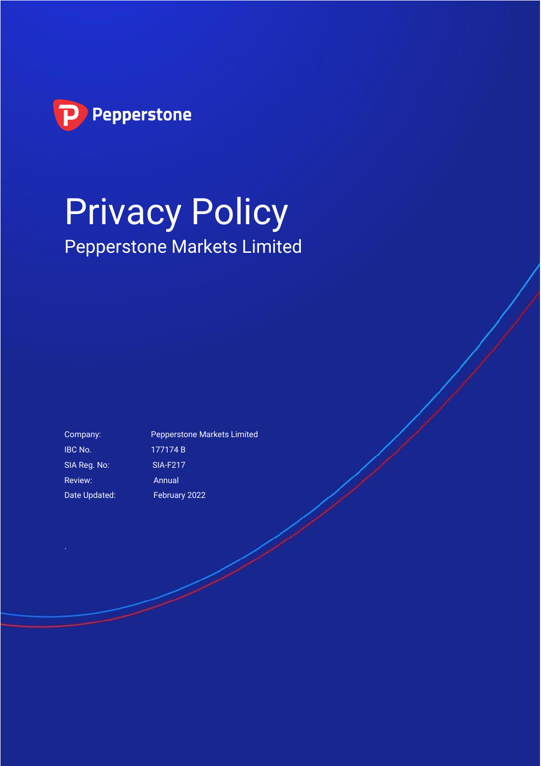Pepperstone

# Privacy Policy

## Pepperstone Markets Limited

| | |
|---|---|
| Company: | Pepperstone Markets Limited |
| IBC No. | 177174 B |
| SIA Reg. No: | SIA-F217 |
| Review: | Annual |
| Date Updated: | February 2022 |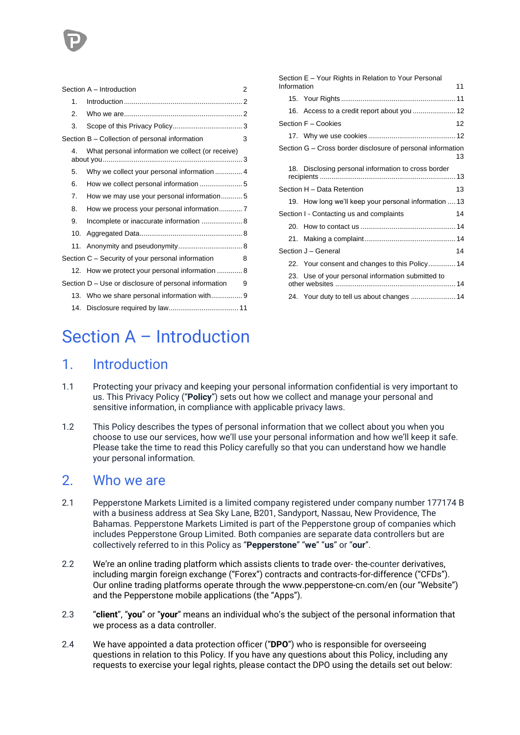Section A – Introduction 2

1. Introduction 2
2. Who we are 2
3. Scope of this Privacy Policy 3

Section B – Collection of personal information 3

4. What personal information we collect (or receive) about you 3
5. Why we collect your personal information 4
6. How we collect personal information 5
7. How we may use your personal information 5
8. How we process your personal information 7
9. Incomplete or inaccurate information 8
10. Aggregated Data 8
11. Anonymity and pseudonymity 8

Section C – Security of your personal information 8

12. How we protect your personal information 8

Section D – Use or disclosure of personal information 9

13. Who we share personal information with 9
14. Disclosure required by law 11

Section E – Your Rights in Relation to Your Personal Information 11

15. Your Rights 11
16. Access to a credit report about you 12

Section F – Cookies 12

17. Why we use cookies 12

Section G – Cross border disclosure of personal information 13

18. Disclosing personal information to cross border recipients 13

Section H – Data Retention 13

19. How long we'll keep your personal information 13

Section I - Contacting us and complaints 14

20. How to contact us 14
21. Making a complaint 14

Section J – General 14

22. Your consent and changes to this Policy 14
23. Use of your personal information submitted to other websites 14
24. Your duty to tell us about changes 14

# Section A – Introduction

## 1. Introduction

1.1 Protecting your privacy and keeping your personal information confidential is very important to us. This Privacy Policy ("**Policy**") sets out how we collect and manage your personal and sensitive information, in compliance with applicable privacy laws.

1.2 This Policy describes the types of personal information that we collect about you when you choose to use our services, how we'll use your personal information and how we'll keep it safe. Please take the time to read this Policy carefully so that you can understand how we handle your personal information.

## 2. Who we are

2.1 Pepperstone Markets Limited is a limited company registered under company number 177174 B with a business address at Sea Sky Lane, B201, Sandyport, Nassau, New Providence, The Bahamas. Pepperstone Markets Limited is part of the Pepperstone group of companies which includes Pepperstone Group Limited. Both companies are separate data controllers but are collectively referred to in this Policy as "**Pepperstone**" "**we**" "**us**" or "**our**".

2.2 We're an online trading platform which assists clients to trade over- the-counter derivatives, including margin foreign exchange ("Forex") contracts and contracts-for-difference ("CFDs"). Our online trading platforms operate through the www.pepperstone-cn.com/en (our "Website") and the Pepperstone mobile applications (the "Apps").

2.3 "**client**", "**you**" or "**your**" means an individual who's the subject of the personal information that we process as a data controller.

2.4 We have appointed a data protection officer ("**DPO**") who is responsible for overseeing questions in relation to this Policy. If you have any questions about this Policy, including any requests to exercise your legal rights, please contact the DPO using the details set out below: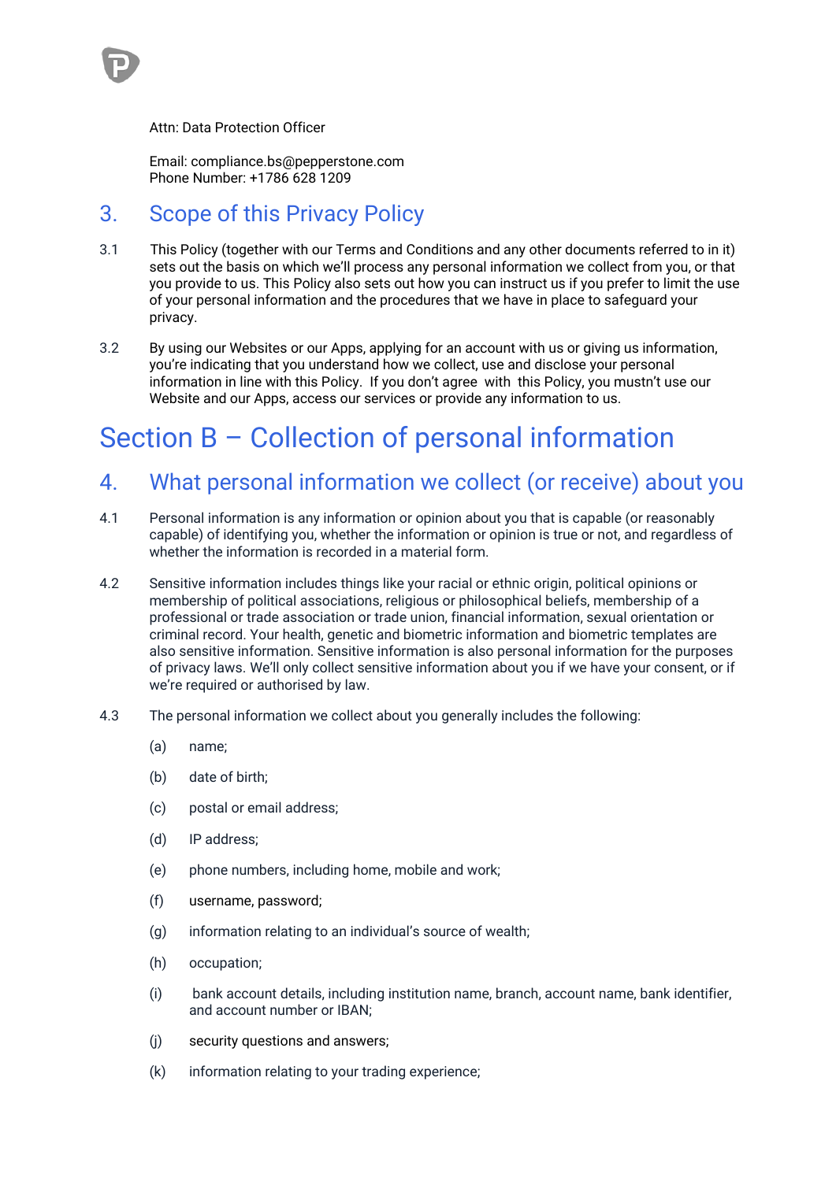Attn: Data Protection Officer

Email: compliance.bs@pepperstone.com
Phone Number: +1786 628 1209

## 3. Scope of this Privacy Policy

3.1 This Policy (together with our Terms and Conditions and any other documents referred to in it) sets out the basis on which we'll process any personal information we collect from you, or that you provide to us. This Policy also sets out how you can instruct us if you prefer to limit the use of your personal information and the procedures that we have in place to safeguard your privacy.

3.2 By using our Websites or our Apps, applying for an account with us or giving us information, you're indicating that you understand how we collect, use and disclose your personal information in line with this Policy. If you don't agree with this Policy, you mustn't use our Website and our Apps, access our services or provide any information to us.

# Section B – Collection of personal information

## 4. What personal information we collect (or receive) about you

4.1 Personal information is any information or opinion about you that is capable (or reasonably capable) of identifying you, whether the information or opinion is true or not, and regardless of whether the information is recorded in a material form.

4.2 Sensitive information includes things like your racial or ethnic origin, political opinions or membership of political associations, religious or philosophical beliefs, membership of a professional or trade association or trade union, financial information, sexual orientation or criminal record. Your health, genetic and biometric information and biometric templates are also sensitive information. Sensitive information is also personal information for the purposes of privacy laws. We'll only collect sensitive information about you if we have your consent, or if we're required or authorised by law.

4.3 The personal information we collect about you generally includes the following:

(a) name;

(b) date of birth;

(c) postal or email address;

(d) IP address;

(e) phone numbers, including home, mobile and work;

(f) username, password;

(g) information relating to an individual's source of wealth;

(h) occupation;

(i) bank account details, including institution name, branch, account name, bank identifier, and account number or IBAN;

(j) security questions and answers;

(k) information relating to your trading experience;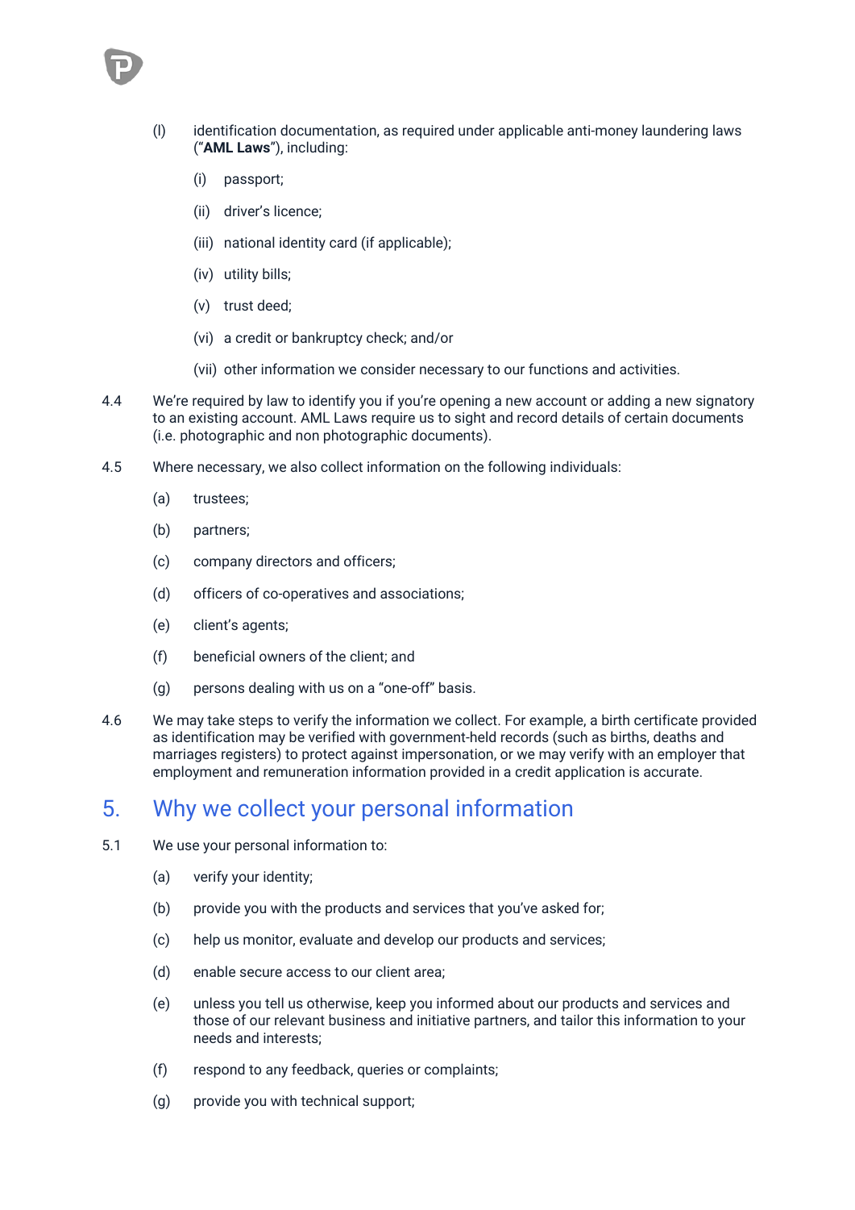(l) identification documentation, as required under applicable anti-money laundering laws ("**AML Laws**"), including:

  (i) passport;

  (ii) driver's licence;

  (iii) national identity card (if applicable);

  (iv) utility bills;

  (v) trust deed;

  (vi) a credit or bankruptcy check; and/or

  (vii) other information we consider necessary to our functions and activities.

4.4 We're required by law to identify you if you're opening a new account or adding a new signatory to an existing account. AML Laws require us to sight and record details of certain documents (i.e. photographic and non photographic documents).

4.5 Where necessary, we also collect information on the following individuals:

  (a) trustees;

  (b) partners;

  (c) company directors and officers;

  (d) officers of co-operatives and associations;

  (e) client's agents;

  (f) beneficial owners of the client; and

  (g) persons dealing with us on a "one-off" basis.

4.6 We may take steps to verify the information we collect. For example, a birth certificate provided as identification may be verified with government-held records (such as births, deaths and marriages registers) to protect against impersonation, or we may verify with an employer that employment and remuneration information provided in a credit application is accurate.

## 5. Why we collect your personal information

5.1 We use your personal information to:

  (a) verify your identity;

  (b) provide you with the products and services that you've asked for;

  (c) help us monitor, evaluate and develop our products and services;

  (d) enable secure access to our client area;

  (e) unless you tell us otherwise, keep you informed about our products and services and those of our relevant business and initiative partners, and tailor this information to your needs and interests;

  (f) respond to any feedback, queries or complaints;

  (g) provide you with technical support;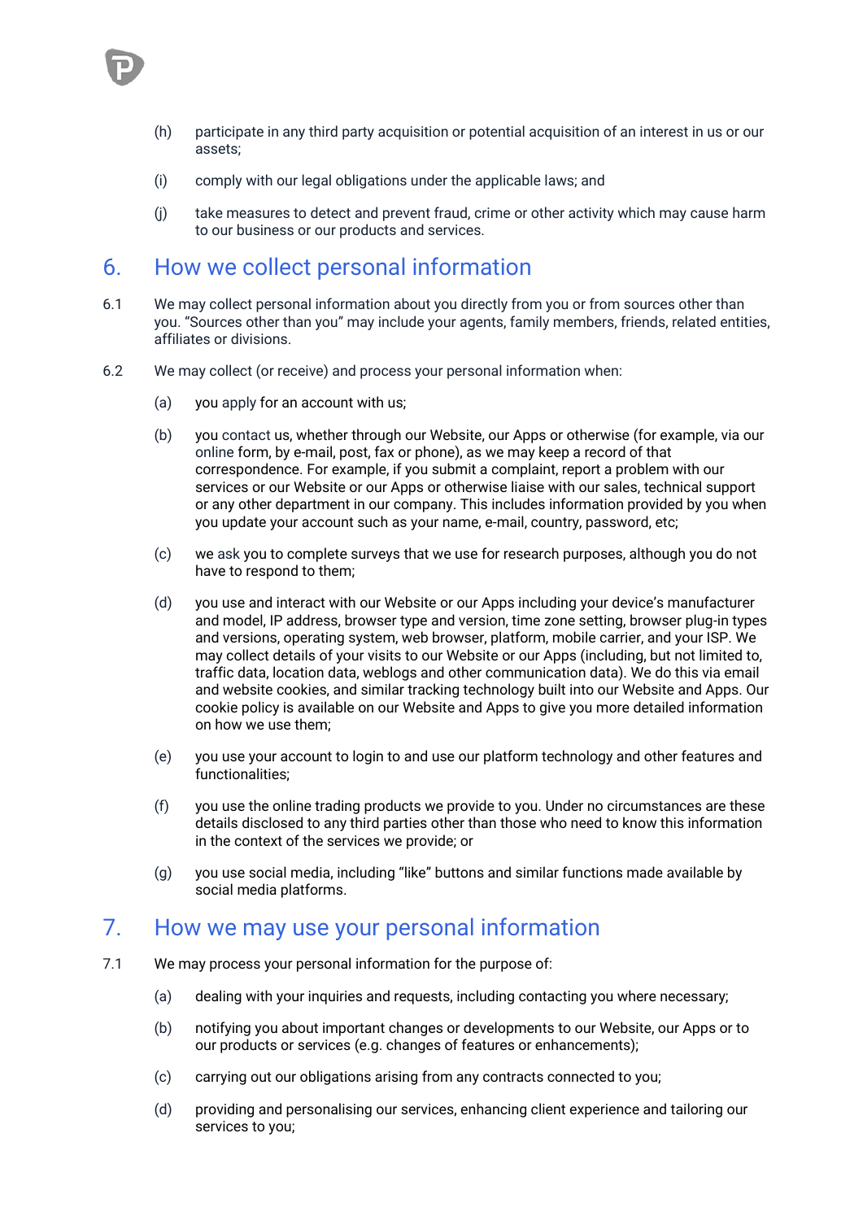(h) participate in any third party acquisition or potential acquisition of an interest in us or our assets;

(i) comply with our legal obligations under the applicable laws; and

(j) take measures to detect and prevent fraud, crime or other activity which may cause harm to our business or our products and services.

## 6. How we collect personal information

6.1 We may collect personal information about you directly from you or from sources other than you. "Sources other than you" may include your agents, family members, friends, related entities, affiliates or divisions.

6.2 We may collect (or receive) and process your personal information when:

(a) you apply for an account with us;

(b) you contact us, whether through our Website, our Apps or otherwise (for example, via our online form, by e-mail, post, fax or phone), as we may keep a record of that correspondence. For example, if you submit a complaint, report a problem with our services or our Website or our Apps or otherwise liaise with our sales, technical support or any other department in our company. This includes information provided by you when you update your account such as your name, e-mail, country, password, etc;

(c) we ask you to complete surveys that we use for research purposes, although you do not have to respond to them;

(d) you use and interact with our Website or our Apps including your device's manufacturer and model, IP address, browser type and version, time zone setting, browser plug-in types and versions, operating system, web browser, platform, mobile carrier, and your ISP. We may collect details of your visits to our Website or our Apps (including, but not limited to, traffic data, location data, weblogs and other communication data). We do this via email and website cookies, and similar tracking technology built into our Website and Apps. Our cookie policy is available on our Website and Apps to give you more detailed information on how we use them;

(e) you use your account to login to and use our platform technology and other features and functionalities;

(f) you use the online trading products we provide to you. Under no circumstances are these details disclosed to any third parties other than those who need to know this information in the context of the services we provide; or

(g) you use social media, including "like" buttons and similar functions made available by social media platforms.

## 7. How we may use your personal information

7.1 We may process your personal information for the purpose of:

(a) dealing with your inquiries and requests, including contacting you where necessary;

(b) notifying you about important changes or developments to our Website, our Apps or to our products or services (e.g. changes of features or enhancements);

(c) carrying out our obligations arising from any contracts connected to you;

(d) providing and personalising our services, enhancing client experience and tailoring our services to you;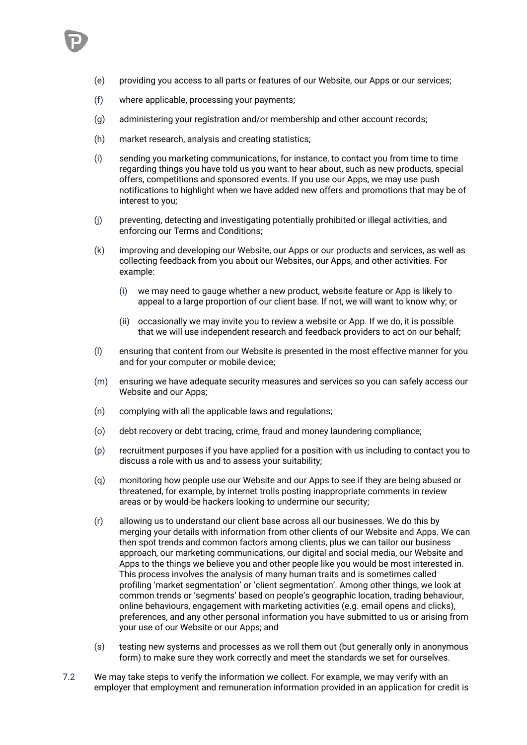(e) providing you access to all parts or features of our Website, our Apps or our services;

(f) where applicable, processing your payments;

(g) administering your registration and/or membership and other account records;

(h) market research, analysis and creating statistics;

(i) sending you marketing communications, for instance, to contact you from time to time regarding things you have told us you want to hear about, such as new products, special offers, competitions and sponsored events. If you use our Apps, we may use push notifications to highlight when we have added new offers and promotions that may be of interest to you;

(j) preventing, detecting and investigating potentially prohibited or illegal activities, and enforcing our Terms and Conditions;

(k) improving and developing our Website, our Apps or our products and services, as well as collecting feedback from you about our Websites, our Apps, and other activities. For example:

   (i) we may need to gauge whether a new product, website feature or App is likely to appeal to a large proportion of our client base. If not, we will want to know why; or

   (ii) occasionally we may invite you to review a website or App. If we do, it is possible that we will use independent research and feedback providers to act on our behalf;

(l) ensuring that content from our Website is presented in the most effective manner for you and for your computer or mobile device;

(m) ensuring we have adequate security measures and services so you can safely access our Website and our Apps;

(n) complying with all the applicable laws and regulations;

(o) debt recovery or debt tracing, crime, fraud and money laundering compliance;

(p) recruitment purposes if you have applied for a position with us including to contact you to discuss a role with us and to assess your suitability;

(q) monitoring how people use our Website and our Apps to see if they are being abused or threatened, for example, by internet trolls posting inappropriate comments in review areas or by would-be hackers looking to undermine our security;

(r) allowing us to understand our client base across all our businesses. We do this by merging your details with information from other clients of our Website and Apps. We can then spot trends and common factors among clients, plus we can tailor our business approach, our marketing communications, our digital and social media, our Website and Apps to the things we believe you and other people like you would be most interested in. This process involves the analysis of many human traits and is sometimes called profiling 'market segmentation' or 'client segmentation'. Among other things, we look at common trends or 'segments' based on people's geographic location, trading behaviour, online behaviours, engagement with marketing activities (e.g. email opens and clicks), preferences, and any other personal information you have submitted to us or arising from your use of our Website or our Apps; and

(s) testing new systems and processes as we roll them out (but generally only in anonymous form) to make sure they work correctly and meet the standards we set for ourselves.

7.2 We may take steps to verify the information we collect. For example, we may verify with an employer that employment and remuneration information provided in an application for credit is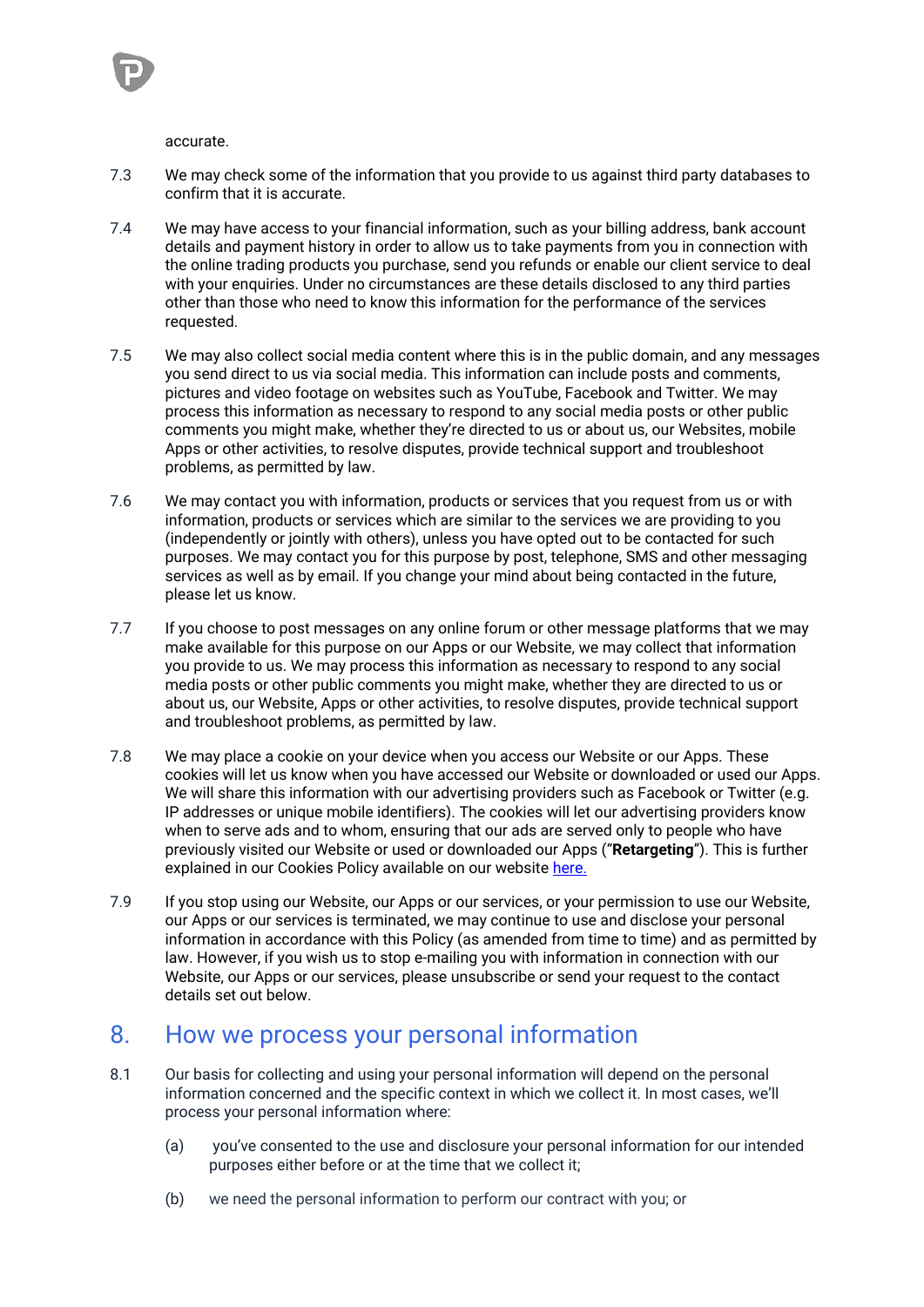accurate.

7.3 We may check some of the information that you provide to us against third party databases to confirm that it is accurate.

7.4 We may have access to your financial information, such as your billing address, bank account details and payment history in order to allow us to take payments from you in connection with the online trading products you purchase, send you refunds or enable our client service to deal with your enquiries. Under no circumstances are these details disclosed to any third parties other than those who need to know this information for the performance of the services requested.

7.5 We may also collect social media content where this is in the public domain, and any messages you send direct to us via social media. This information can include posts and comments, pictures and video footage on websites such as YouTube, Facebook and Twitter. We may process this information as necessary to respond to any social media posts or other public comments you might make, whether they're directed to us or about us, our Websites, mobile Apps or other activities, to resolve disputes, provide technical support and troubleshoot problems, as permitted by law.

7.6 We may contact you with information, products or services that you request from us or with information, products or services which are similar to the services we are providing to you (independently or jointly with others), unless you have opted out to be contacted for such purposes. We may contact you for this purpose by post, telephone, SMS and other messaging services as well as by email. If you change your mind about being contacted in the future, please let us know.

7.7 If you choose to post messages on any online forum or other message platforms that we may make available for this purpose on our Apps or our Website, we may collect that information you provide to us. We may process this information as necessary to respond to any social media posts or other public comments you might make, whether they are directed to us or about us, our Website, Apps or other activities, to resolve disputes, provide technical support and troubleshoot problems, as permitted by law.

7.8 We may place a cookie on your device when you access our Website or our Apps. These cookies will let us know when you have accessed our Website or downloaded or used our Apps. We will share this information with our advertising providers such as Facebook or Twitter (e.g. IP addresses or unique mobile identifiers). The cookies will let our advertising providers know when to serve ads and to whom, ensuring that our ads are served only to people who have previously visited our Website or used or downloaded our Apps ("**Retargeting**"). This is further explained in our Cookies Policy available on our website here.

7.9 If you stop using our Website, our Apps or our services, or your permission to use our Website, our Apps or our services is terminated, we may continue to use and disclose your personal information in accordance with this Policy (as amended from time to time) and as permitted by law. However, if you wish us to stop e-mailing you with information in connection with our Website, our Apps or our services, please unsubscribe or send your request to the contact details set out below.

# 8. How we process your personal information

8.1 Our basis for collecting and using your personal information will depend on the personal information concerned and the specific context in which we collect it. In most cases, we'll process your personal information where:

(a) you've consented to the use and disclosure your personal information for our intended purposes either before or at the time that we collect it;

(b) we need the personal information to perform our contract with you; or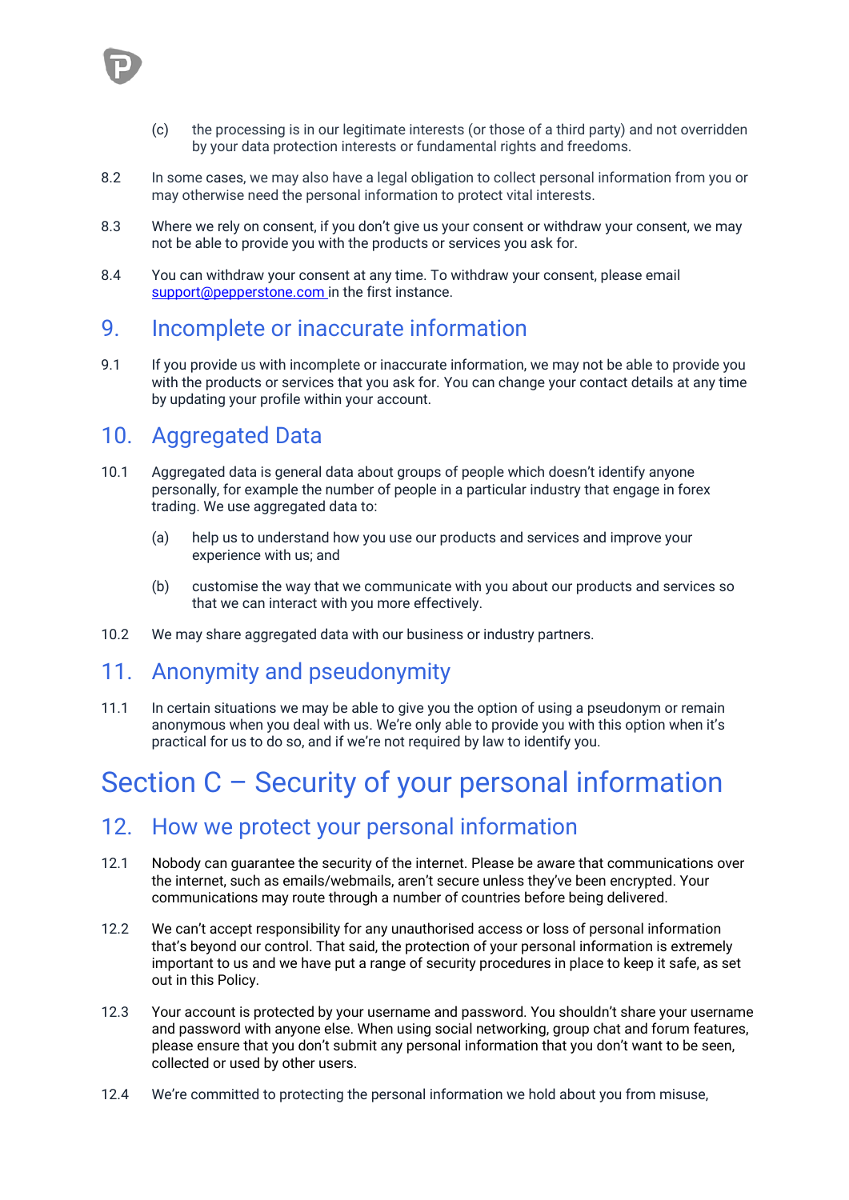(c) the processing is in our legitimate interests (or those of a third party) and not overridden by your data protection interests or fundamental rights and freedoms.

8.2 In some cases, we may also have a legal obligation to collect personal information from you or may otherwise need the personal information to protect vital interests.

8.3 Where we rely on consent, if you don't give us your consent or withdraw your consent, we may not be able to provide you with the products or services you ask for.

8.4 You can withdraw your consent at any time. To withdraw your consent, please email support@pepperstone.com in the first instance.

## 9. Incomplete or inaccurate information

9.1 If you provide us with incomplete or inaccurate information, we may not be able to provide you with the products or services that you ask for. You can change your contact details at any time by updating your profile within your account.

## 10. Aggregated Data

10.1 Aggregated data is general data about groups of people which doesn't identify anyone personally, for example the number of people in a particular industry that engage in forex trading. We use aggregated data to:

(a) help us to understand how you use our products and services and improve your experience with us; and

(b) customise the way that we communicate with you about our products and services so that we can interact with you more effectively.

10.2 We may share aggregated data with our business or industry partners.

## 11. Anonymity and pseudonymity

11.1 In certain situations we may be able to give you the option of using a pseudonym or remain anonymous when you deal with us. We're only able to provide you with this option when it's practical for us to do so, and if we're not required by law to identify you.

# Section C – Security of your personal information

## 12. How we protect your personal information

12.1 Nobody can guarantee the security of the internet. Please be aware that communications over the internet, such as emails/webmails, aren't secure unless they've been encrypted. Your communications may route through a number of countries before being delivered.

12.2 We can't accept responsibility for any unauthorised access or loss of personal information that's beyond our control. That said, the protection of your personal information is extremely important to us and we have put a range of security procedures in place to keep it safe, as set out in this Policy.

12.3 Your account is protected by your username and password. You shouldn't share your username and password with anyone else. When using social networking, group chat and forum features, please ensure that you don't submit any personal information that you don't want to be seen, collected or used by other users.

12.4 We're committed to protecting the personal information we hold about you from misuse,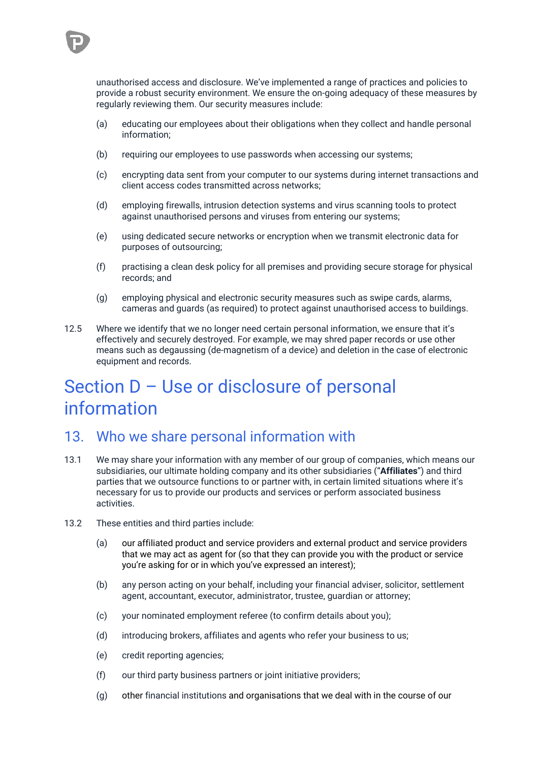unauthorised access and disclosure. We've implemented a range of practices and policies to provide a robust security environment. We ensure the on-going adequacy of these measures by regularly reviewing them. Our security measures include:

(a) educating our employees about their obligations when they collect and handle personal information;

(b) requiring our employees to use passwords when accessing our systems;

(c) encrypting data sent from your computer to our systems during internet transactions and client access codes transmitted across networks;

(d) employing firewalls, intrusion detection systems and virus scanning tools to protect against unauthorised persons and viruses from entering our systems;

(e) using dedicated secure networks or encryption when we transmit electronic data for purposes of outsourcing;

(f) practising a clean desk policy for all premises and providing secure storage for physical records; and

(g) employing physical and electronic security measures such as swipe cards, alarms, cameras and guards (as required) to protect against unauthorised access to buildings.

12.5 Where we identify that we no longer need certain personal information, we ensure that it's effectively and securely destroyed. For example, we may shred paper records or use other means such as degaussing (de-magnetism of a device) and deletion in the case of electronic equipment and records.

# Section D – Use or disclosure of personal information

## 13. Who we share personal information with

13.1 We may share your information with any member of our group of companies, which means our subsidiaries, our ultimate holding company and its other subsidiaries ("**Affiliates**") and third parties that we outsource functions to or partner with, in certain limited situations where it's necessary for us to provide our products and services or perform associated business activities.

13.2 These entities and third parties include:

(a) our affiliated product and service providers and external product and service providers that we may act as agent for (so that they can provide you with the product or service you're asking for or in which you've expressed an interest);

(b) any person acting on your behalf, including your financial adviser, solicitor, settlement agent, accountant, executor, administrator, trustee, guardian or attorney;

(c) your nominated employment referee (to confirm details about you);

(d) introducing brokers, affiliates and agents who refer your business to us;

(e) credit reporting agencies;

(f) our third party business partners or joint initiative providers;

(g) other financial institutions and organisations that we deal with in the course of our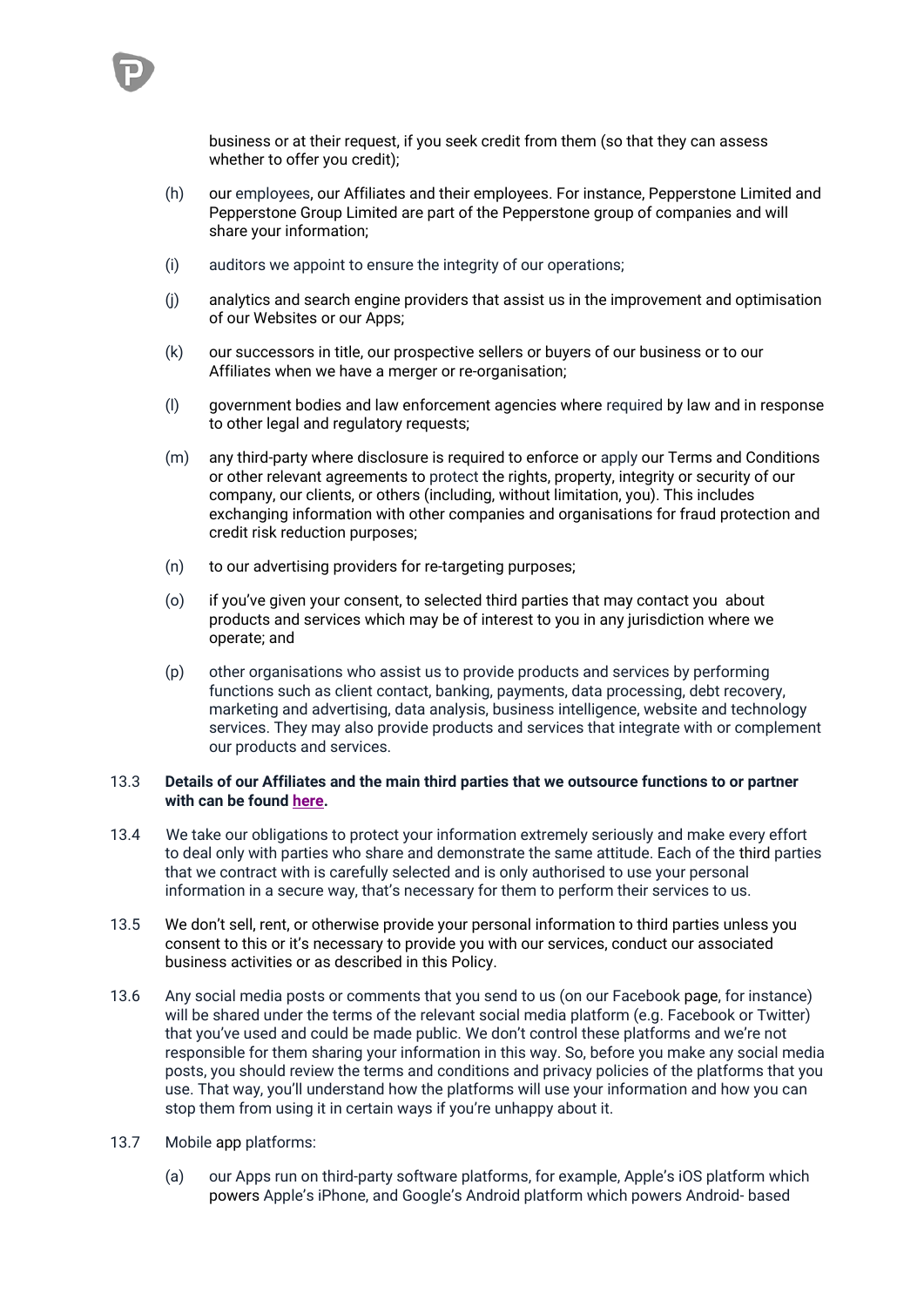business or at their request, if you seek credit from them (so that they can assess whether to offer you credit);

(h) our employees, our Affiliates and their employees. For instance, Pepperstone Limited and Pepperstone Group Limited are part of the Pepperstone group of companies and will share your information;

(i) auditors we appoint to ensure the integrity of our operations;

(j) analytics and search engine providers that assist us in the improvement and optimisation of our Websites or our Apps;

(k) our successors in title, our prospective sellers or buyers of our business or to our Affiliates when we have a merger or re-organisation;

(l) government bodies and law enforcement agencies where required by law and in response to other legal and regulatory requests;

(m) any third-party where disclosure is required to enforce or apply our Terms and Conditions or other relevant agreements to protect the rights, property, integrity or security of our company, our clients, or others (including, without limitation, you). This includes exchanging information with other companies and organisations for fraud protection and credit risk reduction purposes;

(n) to our advertising providers for re-targeting purposes;

(o) if you've given your consent, to selected third parties that may contact you about products and services which may be of interest to you in any jurisdiction where we operate; and

(p) other organisations who assist us to provide products and services by performing functions such as client contact, banking, payments, data processing, debt recovery, marketing and advertising, data analysis, business intelligence, website and technology services. They may also provide products and services that integrate with or complement our products and services.

13.3 **Details of our Affiliates and the main third parties that we outsource functions to or partner with can be found here.**

13.4 We take our obligations to protect your information extremely seriously and make every effort to deal only with parties who share and demonstrate the same attitude. Each of the third parties that we contract with is carefully selected and is only authorised to use your personal information in a secure way, that's necessary for them to perform their services to us.

13.5 We don't sell, rent, or otherwise provide your personal information to third parties unless you consent to this or it's necessary to provide you with our services, conduct our associated business activities or as described in this Policy.

13.6 Any social media posts or comments that you send to us (on our Facebook page, for instance) will be shared under the terms of the relevant social media platform (e.g. Facebook or Twitter) that you've used and could be made public. We don't control these platforms and we're not responsible for them sharing your information in this way. So, before you make any social media posts, you should review the terms and conditions and privacy policies of the platforms that you use. That way, you'll understand how the platforms will use your information and how you can stop them from using it in certain ways if you're unhappy about it.

13.7 Mobile app platforms:

(a) our Apps run on third-party software platforms, for example, Apple's iOS platform which powers Apple's iPhone, and Google's Android platform which powers Android- based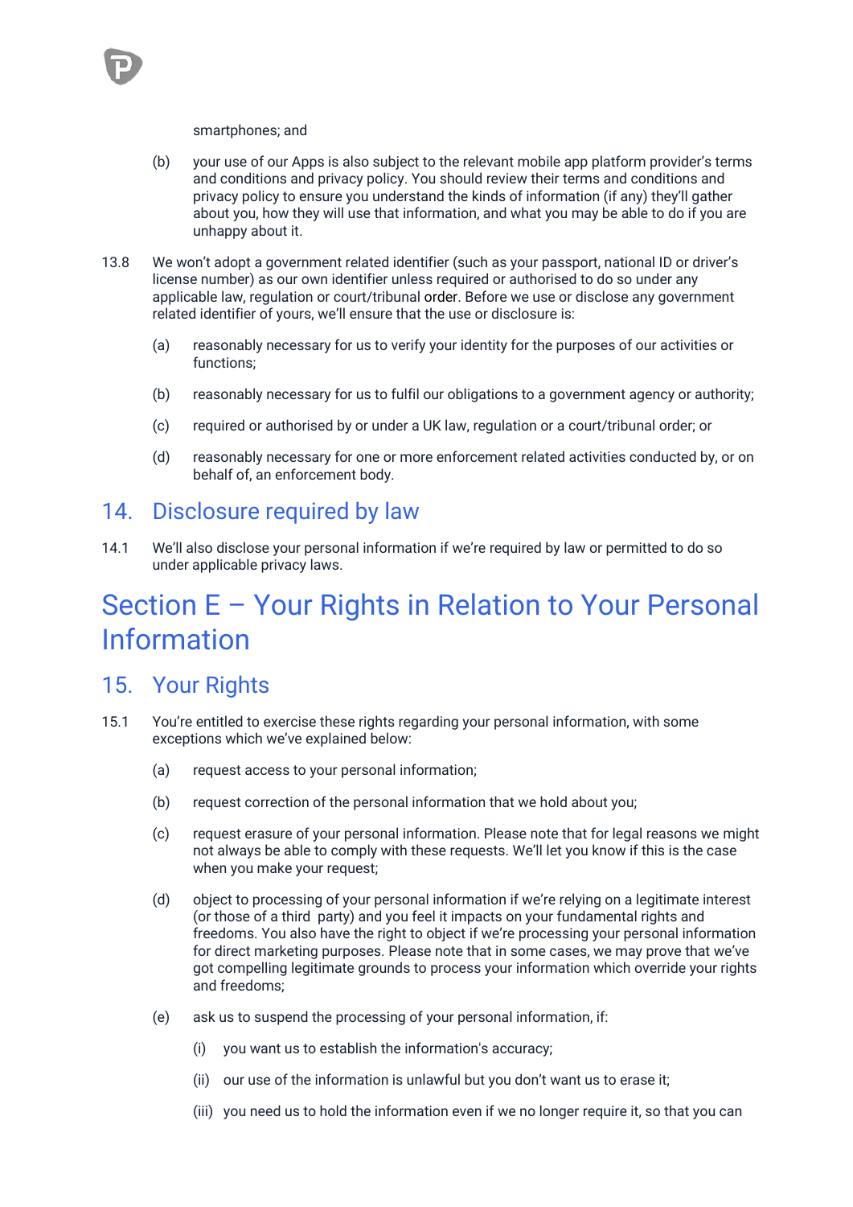smartphones; and

(b) your use of our Apps is also subject to the relevant mobile app platform provider's terms and conditions and privacy policy. You should review their terms and conditions and privacy policy to ensure you understand the kinds of information (if any) they'll gather about you, how they will use that information, and what you may be able to do if you are unhappy about it.

13.8 We won't adopt a government related identifier (such as your passport, national ID or driver's license number) as our own identifier unless required or authorised to do so under any applicable law, regulation or court/tribunal order. Before we use or disclose any government related identifier of yours, we'll ensure that the use or disclosure is:

(a) reasonably necessary for us to verify your identity for the purposes of our activities or functions;

(b) reasonably necessary for us to fulfil our obligations to a government agency or authority;

(c) required or authorised by or under a UK law, regulation or a court/tribunal order; or

(d) reasonably necessary for one or more enforcement related activities conducted by, or on behalf of, an enforcement body.

## 14. Disclosure required by law

14.1 We'll also disclose your personal information if we're required by law or permitted to do so under applicable privacy laws.

# Section E – Your Rights in Relation to Your Personal Information

## 15. Your Rights

15.1 You're entitled to exercise these rights regarding your personal information, with some exceptions which we've explained below:

(a) request access to your personal information;

(b) request correction of the personal information that we hold about you;

(c) request erasure of your personal information. Please note that for legal reasons we might not always be able to comply with these requests. We'll let you know if this is the case when you make your request;

(d) object to processing of your personal information if we're relying on a legitimate interest (or those of a third party) and you feel it impacts on your fundamental rights and freedoms. You also have the right to object if we're processing your personal information for direct marketing purposes. Please note that in some cases, we may prove that we've got compelling legitimate grounds to process your information which override your rights and freedoms;

(e) ask us to suspend the processing of your personal information, if:

(i) you want us to establish the information's accuracy;

(ii) our use of the information is unlawful but you don't want us to erase it;

(iii) you need us to hold the information even if we no longer require it, so that you can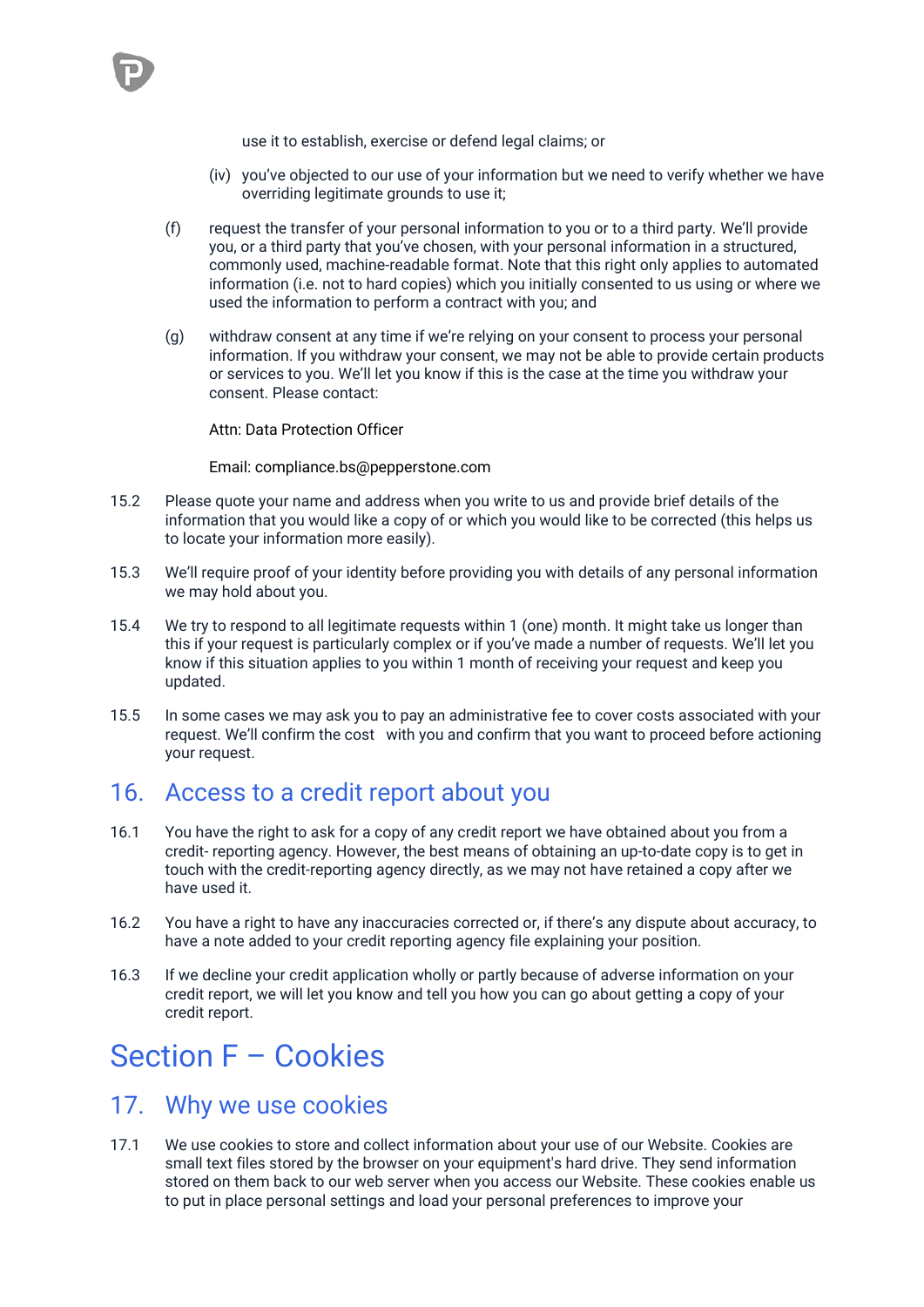use it to establish, exercise or defend legal claims; or

(iv) you've objected to our use of your information but we need to verify whether we have overriding legitimate grounds to use it;

(f) request the transfer of your personal information to you or to a third party. We'll provide you, or a third party that you've chosen, with your personal information in a structured, commonly used, machine-readable format. Note that this right only applies to automated information (i.e. not to hard copies) which you initially consented to us using or where we used the information to perform a contract with you; and

(g) withdraw consent at any time if we're relying on your consent to process your personal information. If you withdraw your consent, we may not be able to provide certain products or services to you. We'll let you know if this is the case at the time you withdraw your consent. Please contact:

Attn: Data Protection Officer

Email: compliance.bs@pepperstone.com

15.2 Please quote your name and address when you write to us and provide brief details of the information that you would like a copy of or which you would like to be corrected (this helps us to locate your information more easily).

15.3 We'll require proof of your identity before providing you with details of any personal information we may hold about you.

15.4 We try to respond to all legitimate requests within 1 (one) month. It might take us longer than this if your request is particularly complex or if you've made a number of requests. We'll let you know if this situation applies to you within 1 month of receiving your request and keep you updated.

15.5 In some cases we may ask you to pay an administrative fee to cover costs associated with your request. We'll confirm the cost with you and confirm that you want to proceed before actioning your request.

## 16. Access to a credit report about you

16.1 You have the right to ask for a copy of any credit report we have obtained about you from a credit- reporting agency. However, the best means of obtaining an up-to-date copy is to get in touch with the credit-reporting agency directly, as we may not have retained a copy after we have used it.

16.2 You have a right to have any inaccuracies corrected or, if there's any dispute about accuracy, to have a note added to your credit reporting agency file explaining your position.

16.3 If we decline your credit application wholly or partly because of adverse information on your credit report, we will let you know and tell you how you can go about getting a copy of your credit report.

# Section F – Cookies

## 17. Why we use cookies

17.1 We use cookies to store and collect information about your use of our Website. Cookies are small text files stored by the browser on your equipment's hard drive. They send information stored on them back to our web server when you access our Website. These cookies enable us to put in place personal settings and load your personal preferences to improve your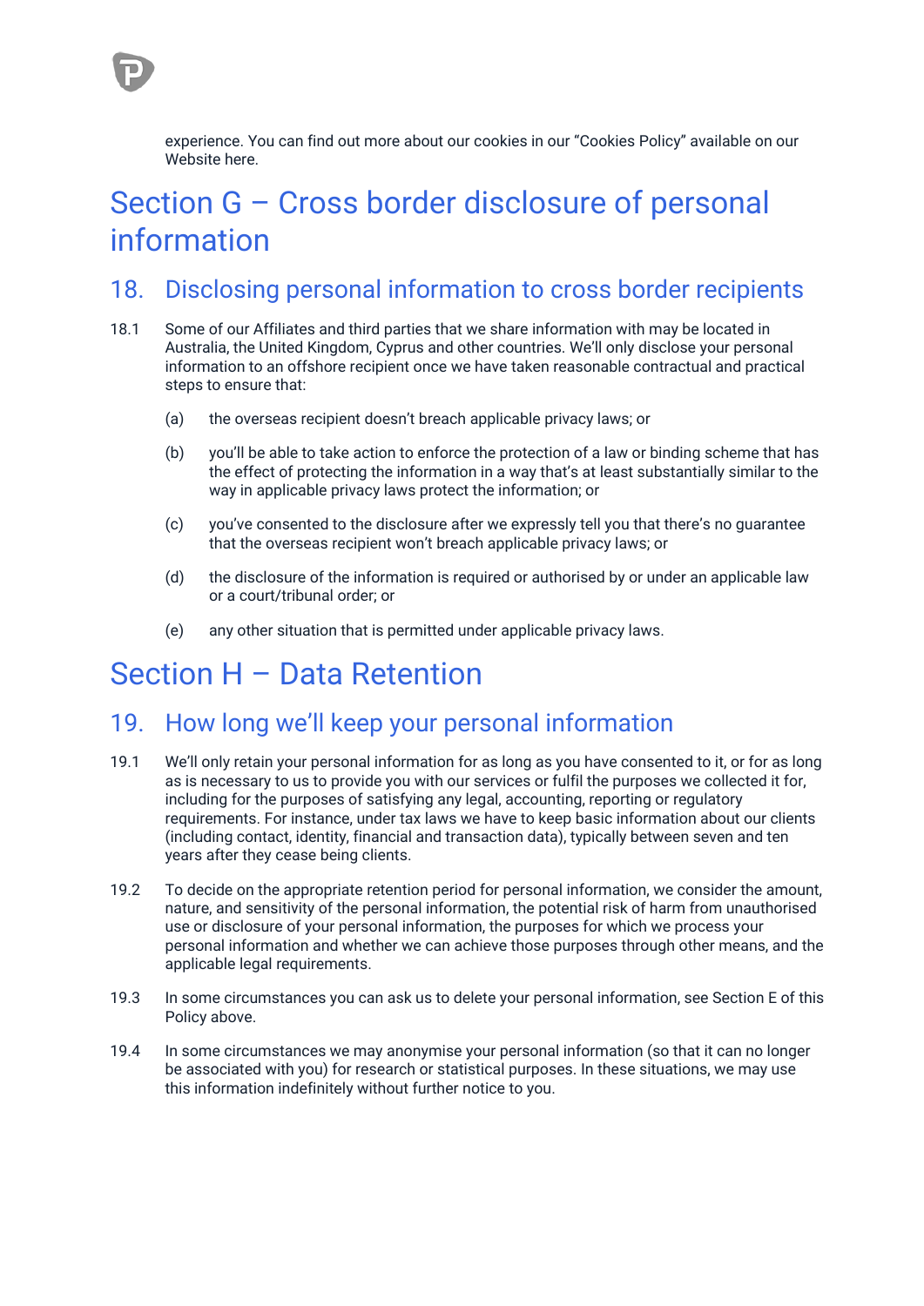experience. You can find out more about our cookies in our "Cookies Policy" available on our Website here.

# Section G – Cross border disclosure of personal information

## 18. Disclosing personal information to cross border recipients

18.1 Some of our Affiliates and third parties that we share information with may be located in Australia, the United Kingdom, Cyprus and other countries. We'll only disclose your personal information to an offshore recipient once we have taken reasonable contractual and practical steps to ensure that:

(a) the overseas recipient doesn't breach applicable privacy laws; or

(b) you'll be able to take action to enforce the protection of a law or binding scheme that has the effect of protecting the information in a way that's at least substantially similar to the way in applicable privacy laws protect the information; or

(c) you've consented to the disclosure after we expressly tell you that there's no guarantee that the overseas recipient won't breach applicable privacy laws; or

(d) the disclosure of the information is required or authorised by or under an applicable law or a court/tribunal order; or

(e) any other situation that is permitted under applicable privacy laws.

# Section H – Data Retention

## 19. How long we'll keep your personal information

19.1 We'll only retain your personal information for as long as you have consented to it, or for as long as is necessary to us to provide you with our services or fulfil the purposes we collected it for, including for the purposes of satisfying any legal, accounting, reporting or regulatory requirements. For instance, under tax laws we have to keep basic information about our clients (including contact, identity, financial and transaction data), typically between seven and ten years after they cease being clients.

19.2 To decide on the appropriate retention period for personal information, we consider the amount, nature, and sensitivity of the personal information, the potential risk of harm from unauthorised use or disclosure of your personal information, the purposes for which we process your personal information and whether we can achieve those purposes through other means, and the applicable legal requirements.

19.3 In some circumstances you can ask us to delete your personal information, see Section E of this Policy above.

19.4 In some circumstances we may anonymise your personal information (so that it can no longer be associated with you) for research or statistical purposes. In these situations, we may use this information indefinitely without further notice to you.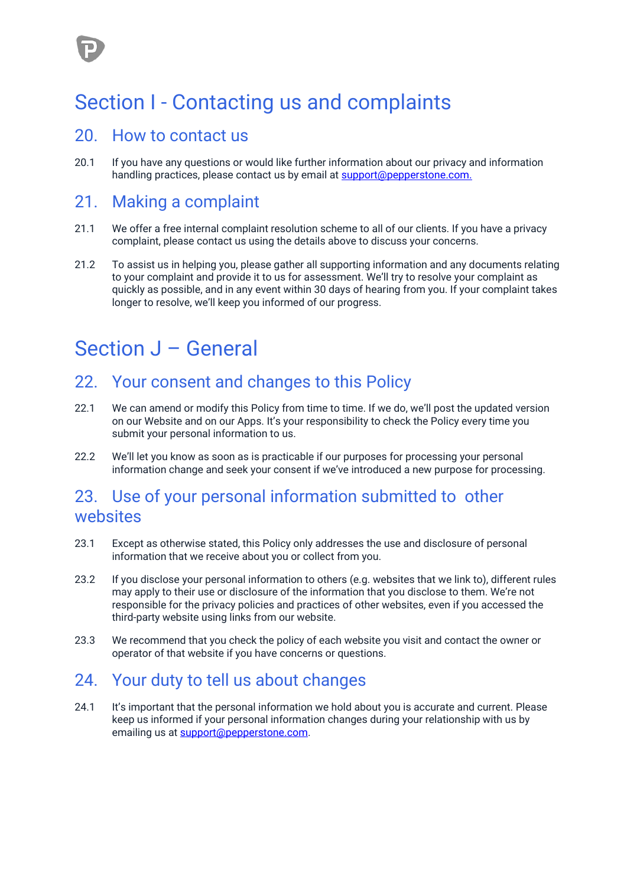# Section I - Contacting us and complaints

## 20. How to contact us

20.1 If you have any questions or would like further information about our privacy and information handling practices, please contact us by email at support@pepperstone.com.

## 21. Making a complaint

21.1 We offer a free internal complaint resolution scheme to all of our clients. If you have a privacy complaint, please contact us using the details above to discuss your concerns.

21.2 To assist us in helping you, please gather all supporting information and any documents relating to your complaint and provide it to us for assessment. We'll try to resolve your complaint as quickly as possible, and in any event within 30 days of hearing from you. If your complaint takes longer to resolve, we'll keep you informed of our progress.

# Section J – General

## 22. Your consent and changes to this Policy

22.1 We can amend or modify this Policy from time to time. If we do, we'll post the updated version on our Website and on our Apps. It's your responsibility to check the Policy every time you submit your personal information to us.

22.2 We'll let you know as soon as is practicable if our purposes for processing your personal information change and seek your consent if we've introduced a new purpose for processing.

## 23. Use of your personal information submitted to other websites

23.1 Except as otherwise stated, this Policy only addresses the use and disclosure of personal information that we receive about you or collect from you.

23.2 If you disclose your personal information to others (e.g. websites that we link to), different rules may apply to their use or disclosure of the information that you disclose to them. We're not responsible for the privacy policies and practices of other websites, even if you accessed the third-party website using links from our website.

23.3 We recommend that you check the policy of each website you visit and contact the owner or operator of that website if you have concerns or questions.

## 24. Your duty to tell us about changes

24.1 It's important that the personal information we hold about you is accurate and current. Please keep us informed if your personal information changes during your relationship with us by emailing us at support@pepperstone.com.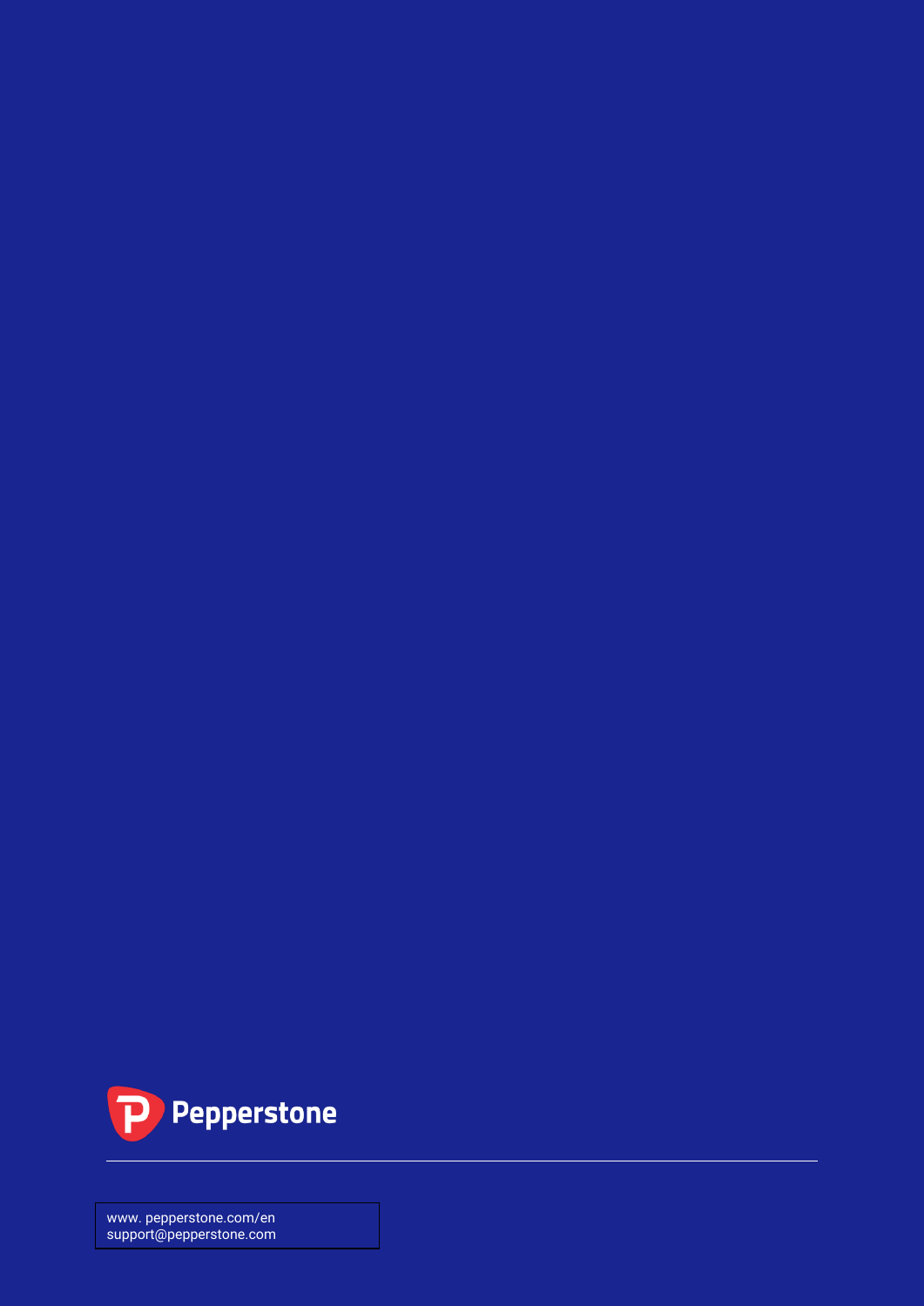Pepperstone

www. pepperstone.com/en
support@pepperstone.com